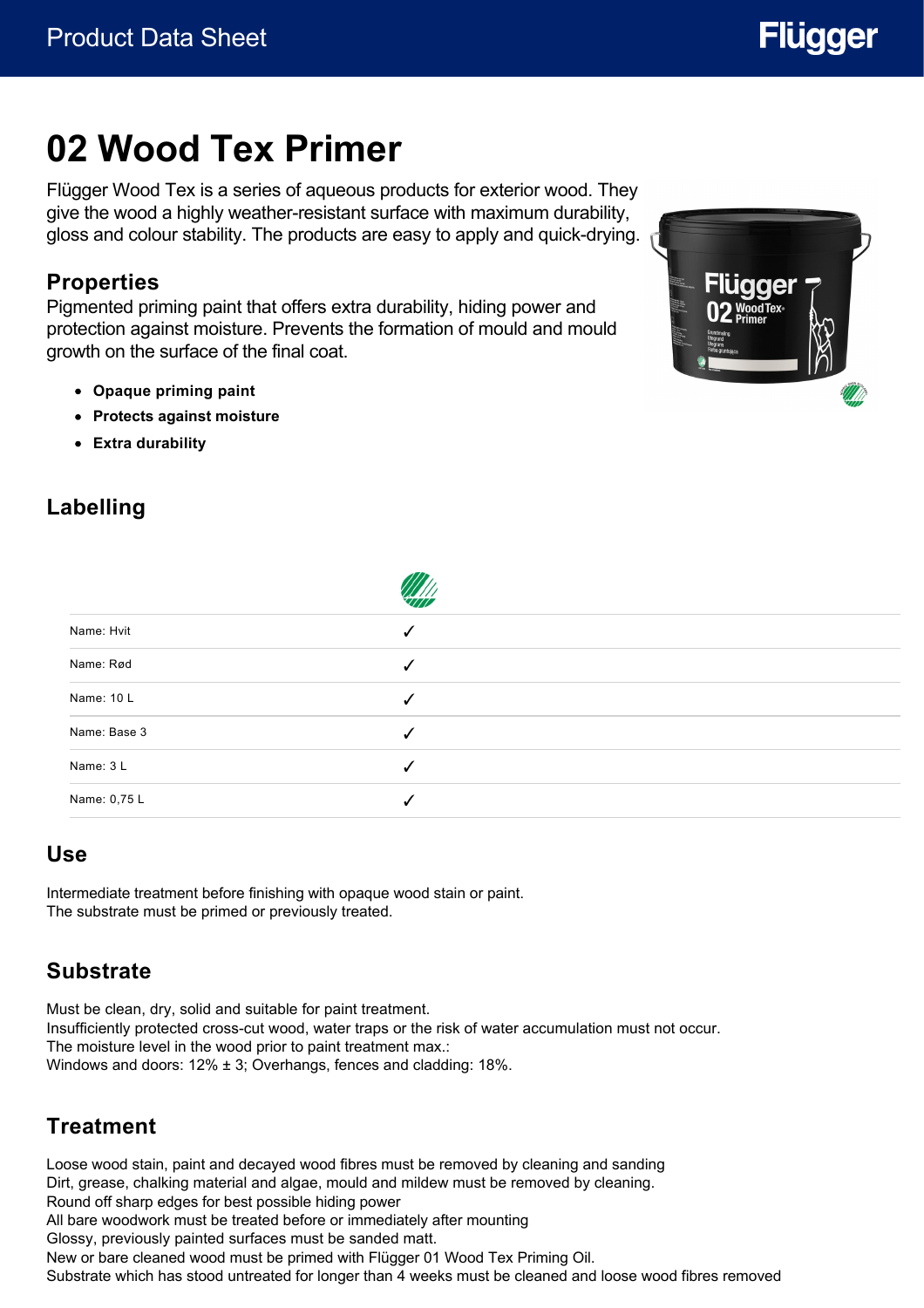# 02 Wood Tex Primer

Flügger Wood Tex is a series of aqueous products for exterior wood. They give the wood a highly weather-resistant surface with maximum durability, gloss and colour stability. The products are easy to apply and quick-drying.

## Properties

Pigmented priming paint that offers extra durability, hiding power and protection against moisture. Prevents the formation of mould and mould growth on the surface of the final coat.

- **Opaque priming paint**
- **Protects against moisture**
- **Extra durability**

## Labelling

| | Nordic Swan Ecolabel |
|---|---|
| Name: Hvit | ✓ |
| Name: Rød | ✓ |
| Name: 10 L | ✓ |
| Name: Base 3 | ✓ |
| Name: 3 L | ✓ |
| Name: 0,75 L | ✓ |

## Use

Intermediate treatment before finishing with opaque wood stain or paint.
The substrate must be primed or previously treated.

## Substrate

Must be clean, dry, solid and suitable for paint treatment.
Insufficiently protected cross-cut wood, water traps or the risk of water accumulation must not occur.
The moisture level in the wood prior to paint treatment max.:
Windows and doors: 12% ± 3; Overhangs, fences and cladding: 18%.

## Treatment

Loose wood stain, paint and decayed wood fibres must be removed by cleaning and sanding
Dirt, grease, chalking material and algae, mould and mildew must be removed by cleaning.
Round off sharp edges for best possible hiding power
All bare woodwork must be treated before or immediately after mounting
Glossy, previously painted surfaces must be sanded matt.
New or bare cleaned wood must be primed with Flügger 01 Wood Tex Priming Oil.
Substrate which has stood untreated for longer than 4 weeks must be cleaned and loose wood fibres removed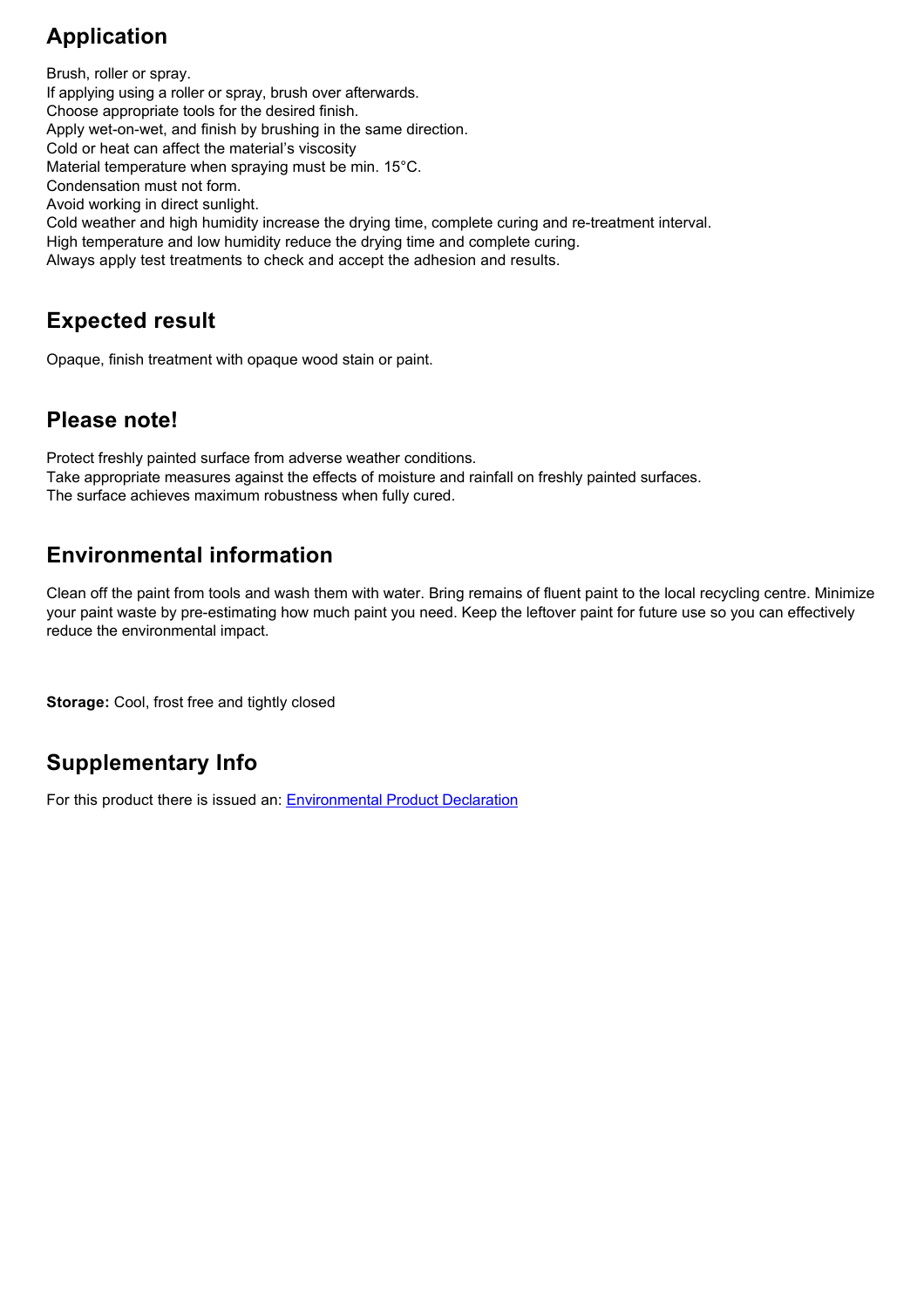## Application

Brush, roller or spray.
If applying using a roller or spray, brush over afterwards.
Choose appropriate tools for the desired finish.
Apply wet-on-wet, and finish by brushing in the same direction.
Cold or heat can affect the material's viscosity
Material temperature when spraying must be min. 15°C.
Condensation must not form.
Avoid working in direct sunlight.
Cold weather and high humidity increase the drying time, complete curing and re-treatment interval.
High temperature and low humidity reduce the drying time and complete curing.
Always apply test treatments to check and accept the adhesion and results.

## Expected result

Opaque, finish treatment with opaque wood stain or paint.

## Please note!

Protect freshly painted surface from adverse weather conditions.
Take appropriate measures against the effects of moisture and rainfall on freshly painted surfaces.
The surface achieves maximum robustness when fully cured.

## Environmental information

Clean off the paint from tools and wash them with water. Bring remains of fluent paint to the local recycling centre. Minimize your paint waste by pre-estimating how much paint you need. Keep the leftover paint for future use so you can effectively reduce the environmental impact.

**Storage:** Cool, frost free and tightly closed

## Supplementary Info

For this product there is issued an: Environmental Product Declaration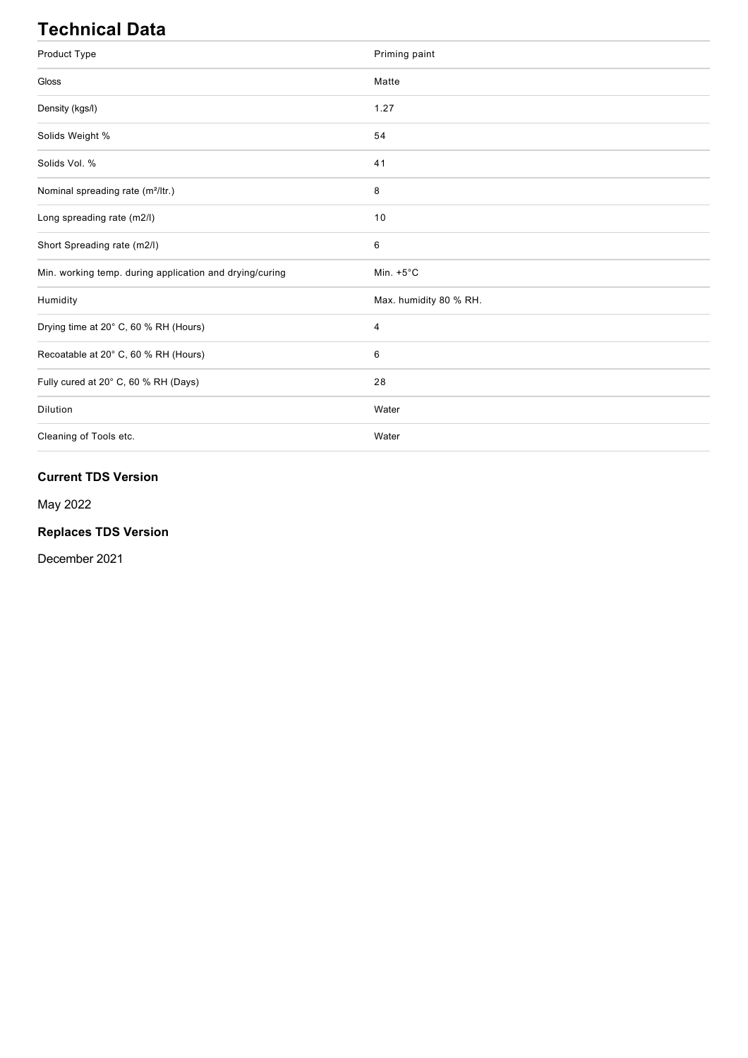## Technical Data

| | |
|---|---|
| Product Type | Priming paint |
| Gloss | Matte |
| Density (kgs/l) | 1.27 |
| Solids Weight % | 54 |
| Solids Vol. % | 41 |
| Nominal spreading rate (m²/ltr.) | 8 |
| Long spreading rate (m2/l) | 10 |
| Short Spreading rate (m2/l) | 6 |
| Min. working temp. during application and drying/curing | Min. +5°C |
| Humidity | Max. humidity 80 % RH. |
| Drying time at 20° C, 60 % RH (Hours) | 4 |
| Recoatable at 20° C, 60 % RH (Hours) | 6 |
| Fully cured at 20° C, 60 % RH (Days) | 28 |
| Dilution | Water |
| Cleaning of Tools etc. | Water |

### Current TDS Version

May 2022

### Replaces TDS Version

December 2021